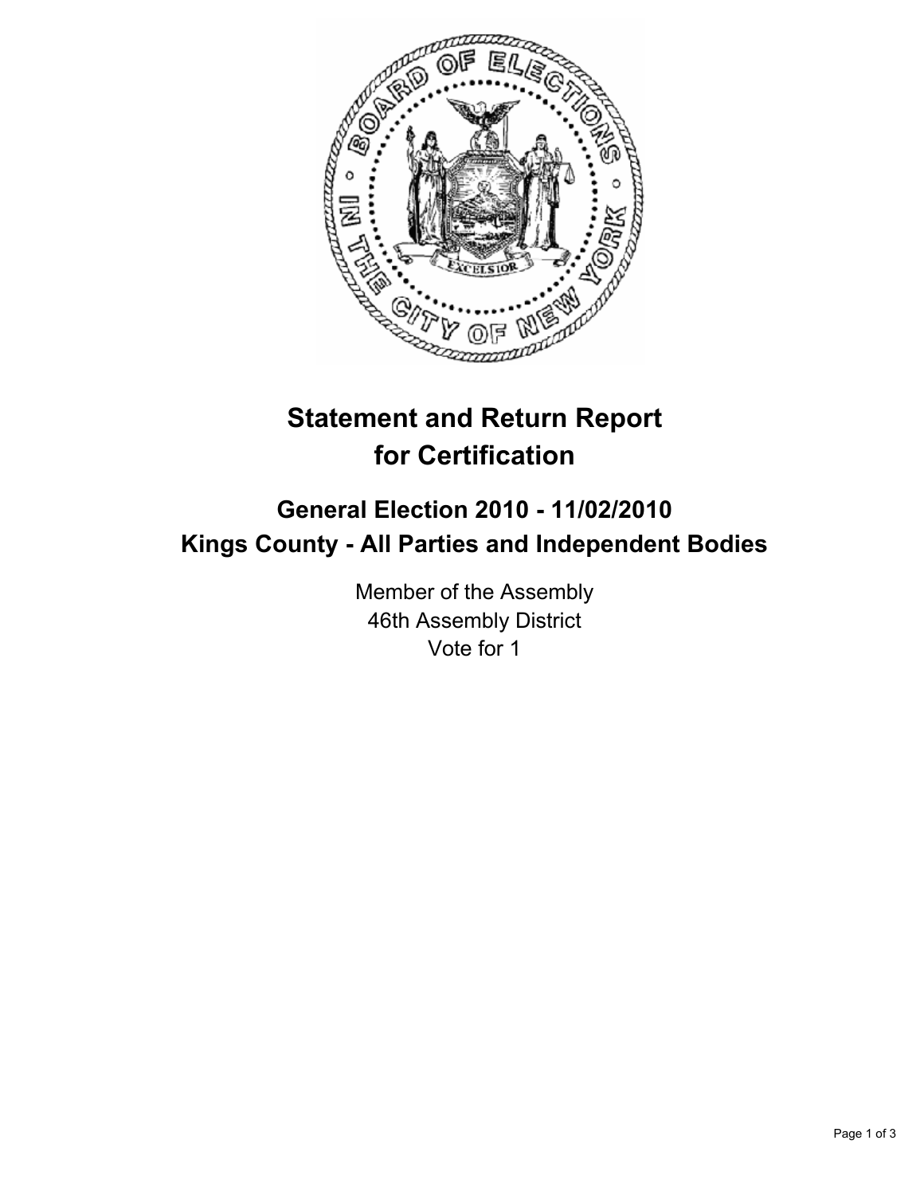# Statement and Return Report for Certification

## General Election 2010 - 11/02/2010
## Kings County - All Parties and Independent Bodies

Member of the Assembly
46th Assembly District
Vote for 1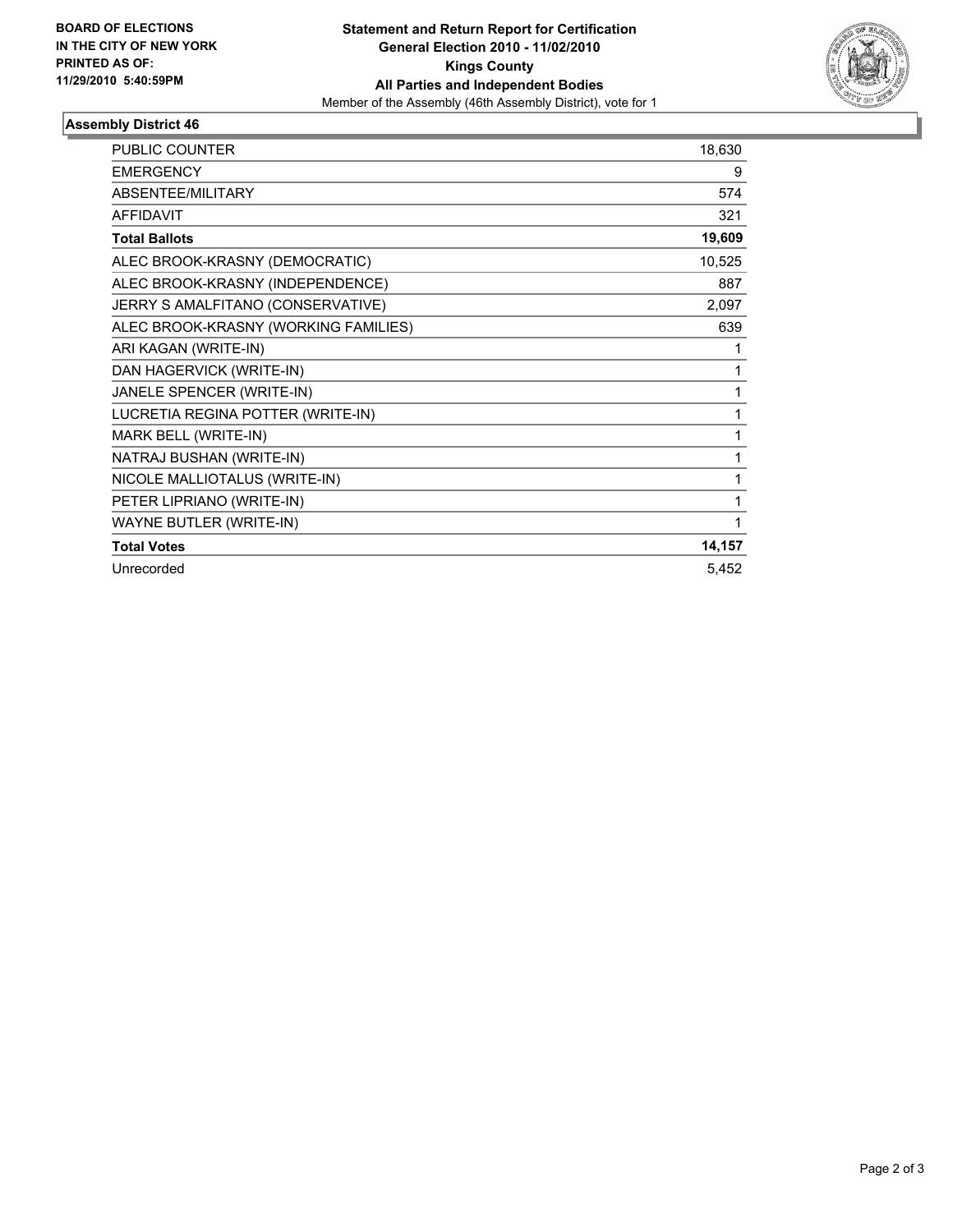**BOARD OF ELECTIONS IN THE CITY OF NEW YORK PRINTED AS OF: 11/29/2010 5:40:59PM**

**Statement and Return Report for Certification**
**General Election 2010 - 11/02/2010**
**Kings County**
**All Parties and Independent Bodies**
Member of the Assembly (46th Assembly District), vote for 1

## Assembly District 46

| | |
|---|---|
| PUBLIC COUNTER | 18,630 |
| EMERGENCY | 9 |
| ABSENTEE/MILITARY | 574 |
| AFFIDAVIT | 321 |
| **Total Ballots** | **19,609** |
| ALEC BROOK-KRASNY (DEMOCRATIC) | 10,525 |
| ALEC BROOK-KRASNY (INDEPENDENCE) | 887 |
| JERRY S AMALFITANO (CONSERVATIVE) | 2,097 |
| ALEC BROOK-KRASNY (WORKING FAMILIES) | 639 |
| ARI KAGAN (WRITE-IN) | 1 |
| DAN HAGERVICK (WRITE-IN) | 1 |
| JANELE SPENCER (WRITE-IN) | 1 |
| LUCRETIA REGINA POTTER (WRITE-IN) | 1 |
| MARK BELL (WRITE-IN) | 1 |
| NATRAJ BUSHAN (WRITE-IN) | 1 |
| NICOLE MALLIOTALUS (WRITE-IN) | 1 |
| PETER LIPRIANO (WRITE-IN) | 1 |
| WAYNE BUTLER (WRITE-IN) | 1 |
| **Total Votes** | **14,157** |
| Unrecorded | 5,452 |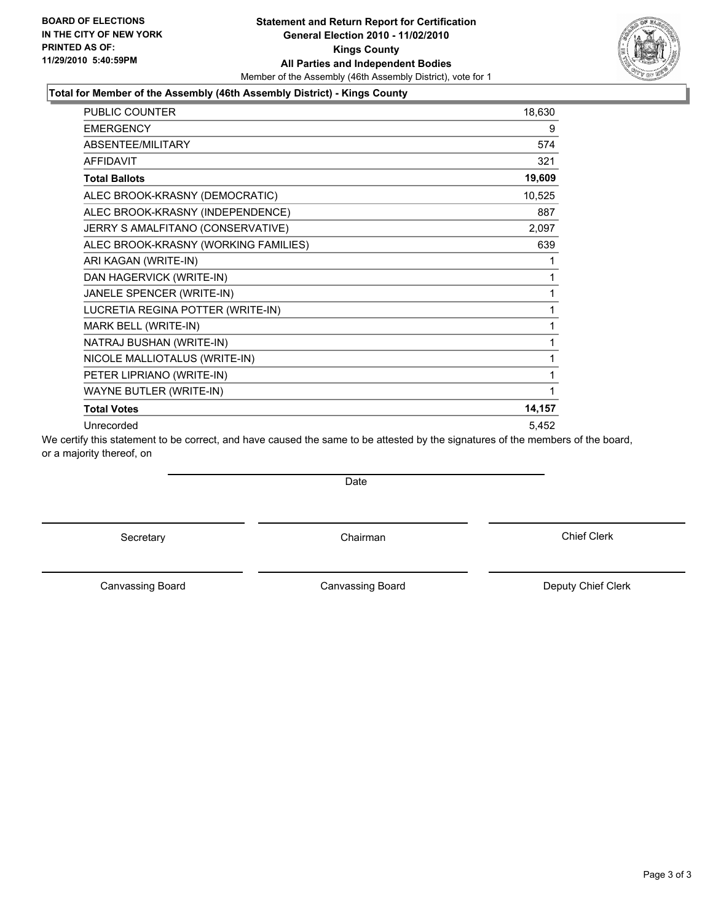**BOARD OF ELECTIONS IN THE CITY OF NEW YORK PRINTED AS OF: 11/29/2010 5:40:59PM**

**Statement and Return Report for Certification**
**General Election 2010 - 11/02/2010**
**Kings County**
**All Parties and Independent Bodies**
Member of the Assembly (46th Assembly District), vote for 1

### Total for Member of the Assembly (46th Assembly District) - Kings County

| | |
|---|---|
| PUBLIC COUNTER | 18,630 |
| EMERGENCY | 9 |
| ABSENTEE/MILITARY | 574 |
| AFFIDAVIT | 321 |
| **Total Ballots** | **19,609** |
| ALEC BROOK-KRASNY (DEMOCRATIC) | 10,525 |
| ALEC BROOK-KRASNY (INDEPENDENCE) | 887 |
| JERRY S AMALFITANO (CONSERVATIVE) | 2,097 |
| ALEC BROOK-KRASNY (WORKING FAMILIES) | 639 |
| ARI KAGAN (WRITE-IN) | 1 |
| DAN HAGERVICK (WRITE-IN) | 1 |
| JANELE SPENCER (WRITE-IN) | 1 |
| LUCRETIA REGINA POTTER (WRITE-IN) | 1 |
| MARK BELL (WRITE-IN) | 1 |
| NATRAJ BUSHAN (WRITE-IN) | 1 |
| NICOLE MALLIOTALUS (WRITE-IN) | 1 |
| PETER LIPRIANO (WRITE-IN) | 1 |
| WAYNE BUTLER (WRITE-IN) | 1 |
| **Total Votes** | **14,157** |
| Unrecorded | 5,452 |

We certify this statement to be correct, and have caused the same to be attested by the signatures of the members of the board, or a majority thereof, on

Date

Secretary

Chairman

Chief Clerk

Canvassing Board

Canvassing Board

Deputy Chief Clerk